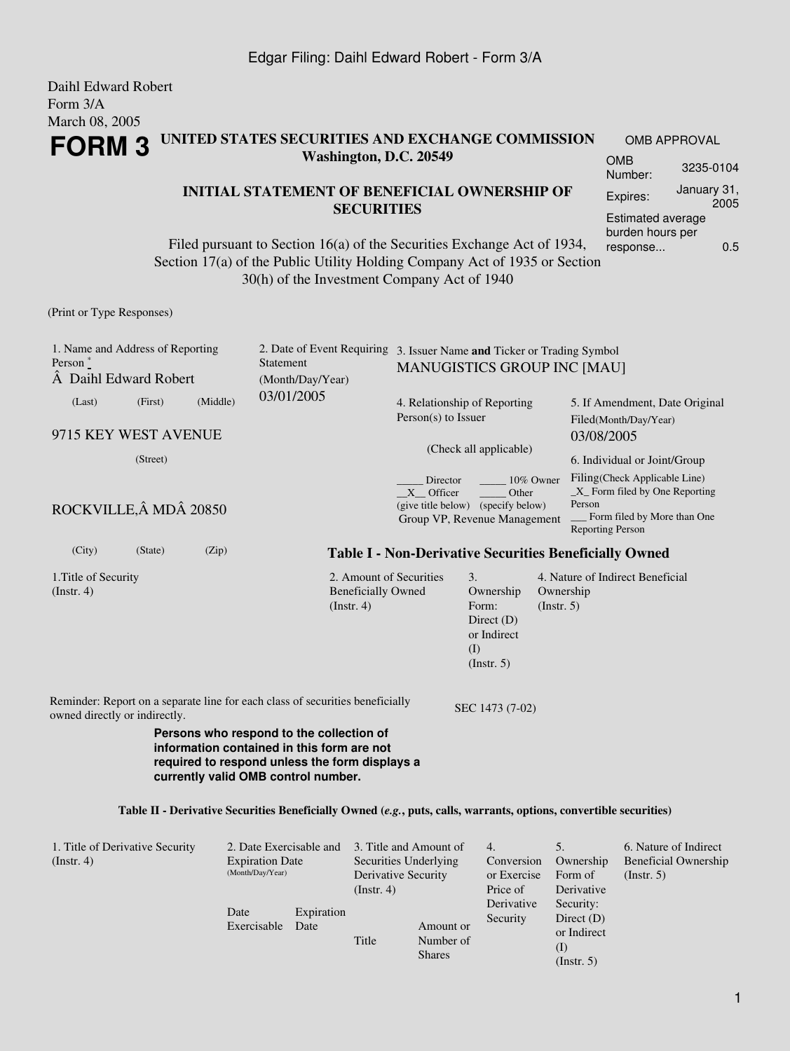Daihl Edward Robert
Form 3/A
March 08, 2005

# FORM 3

**UNITED STATES SECURITIES AND EXCHANGE COMMISSION**
**Washington, D.C. 20549**

**INITIAL STATEMENT OF BENEFICIAL OWNERSHIP OF SECURITIES**

Filed pursuant to Section 16(a) of the Securities Exchange Act of 1934, Section 17(a) of the Public Utility Holding Company Act of 1935 or Section 30(h) of the Investment Company Act of 1940

| OMB APPROVAL | |
|---|---|
| OMB Number: | 3235-0104 |
| Expires: | January 31, 2005 |
| Estimated average burden hours per response... | 0.5 |

(Print or Type Responses)

1. Name and Address of Reporting Person *
Â  Daihl Edward Robert
(Last) (First) (Middle)

9715 KEY WEST AVENUE
(Street)

ROCKVILLE,Â MDÂ 20850
(City) (State) (Zip)

2. Date of Event Requiring Statement (Month/Day/Year)
03/01/2005

3. Issuer Name **and** Ticker or Trading Symbol
MANUGISTICS GROUP INC [MAU]

4. Relationship of Reporting Person(s) to Issuer
(Check all applicable)
_____ Director _____ 10% Owner
__X__ Officer (give title below) _____ Other (specify below)
Group VP, Revenue Management

5. If Amendment, Date Original Filed(Month/Day/Year)
03/08/2005

6. Individual or Joint/Group Filing(Check Applicable Line)
_X_ Form filed by One Reporting Person
___ Form filed by More than One Reporting Person

**Table I - Non-Derivative Securities Beneficially Owned**

| 1.Title of Security (Instr. 4) | 2. Amount of Securities Beneficially Owned (Instr. 4) | 3. Ownership Form: Direct (D) or Indirect (I) (Instr. 5) | 4. Nature of Indirect Beneficial Ownership (Instr. 5) |
|---|---|---|---|

Reminder: Report on a separate line for each class of securities beneficially owned directly or indirectly.

SEC 1473 (7-02)

**Persons who respond to the collection of information contained in this form are not required to respond unless the form displays a currently valid OMB control number.**

**Table II - Derivative Securities Beneficially Owned (*e.g.*, puts, calls, warrants, options, convertible securities)**

| 1. Title of Derivative Security (Instr. 4) | 2. Date Exercisable and Expiration Date (Month/Day/Year) | | 3. Title and Amount of Securities Underlying Derivative Security (Instr. 4) | | 4. Conversion or Exercise Price of Derivative Security | 5. Ownership Form of Derivative Security: Direct (D) or Indirect (I) (Instr. 5) | 6. Nature of Indirect Beneficial Ownership (Instr. 5) |
|---|---|---|---|---|---|---|---|
| | Date Exercisable | Expiration Date | Title | Amount or Number of Shares | | | |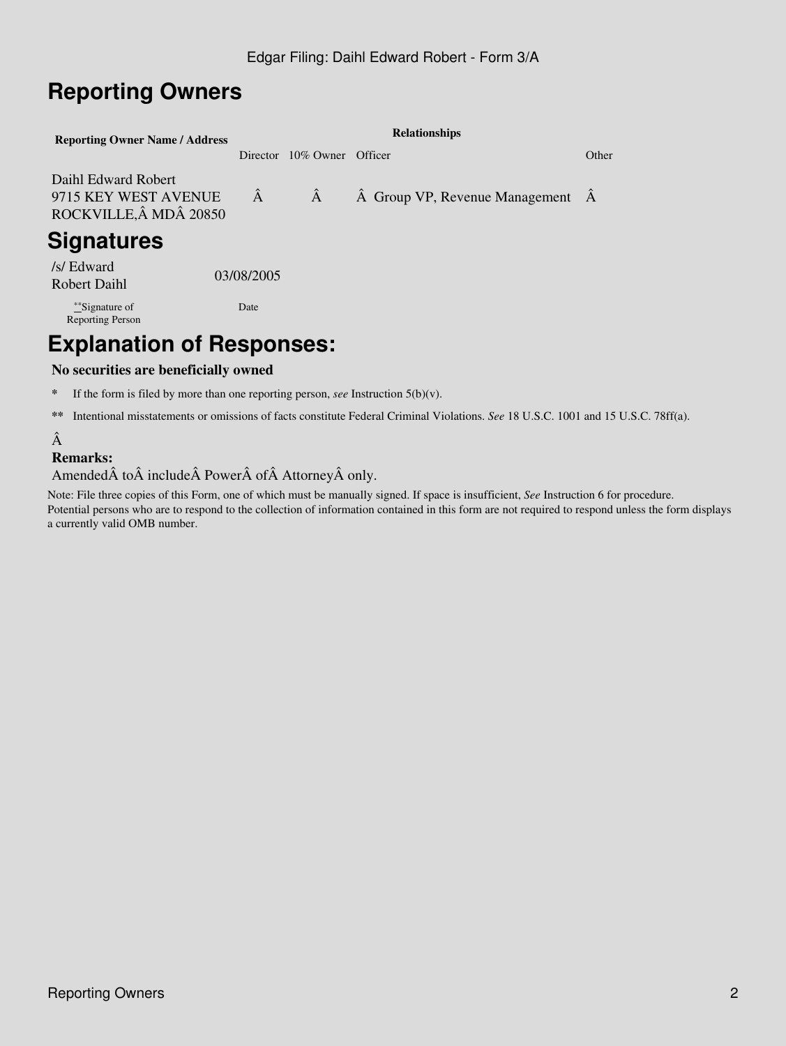## Reporting Owners

| Reporting Owner Name / Address | Relationships | | | |
|---|---|---|---|---|
| | Director | 10% Owner | Officer | Other |
| Daihl Edward Robert<br>9715 KEY WEST AVENUE<br>ROCKVILLE, MD 20850 | | | Group VP, Revenue Management | |

## Signatures

| | |
|---|---|
| /s/ Edward Robert Daihl | 03/08/2005 |
| **Signature of Reporting Person | Date |

## Explanation of Responses:

**No securities are beneficially owned**

\* If the form is filed by more than one reporting person, *see* Instruction 5(b)(v).

\*\* Intentional misstatements or omissions of facts constitute Federal Criminal Violations. *See* 18 U.S.C. 1001 and 15 U.S.C. 78ff(a).

**Remarks:**

Amended to include Power of Attorney only.

Note: File three copies of this Form, one of which must be manually signed. If space is insufficient, *See* Instruction 6 for procedure.
Potential persons who are to respond to the collection of information contained in this form are not required to respond unless the form displays a currently valid OMB number.